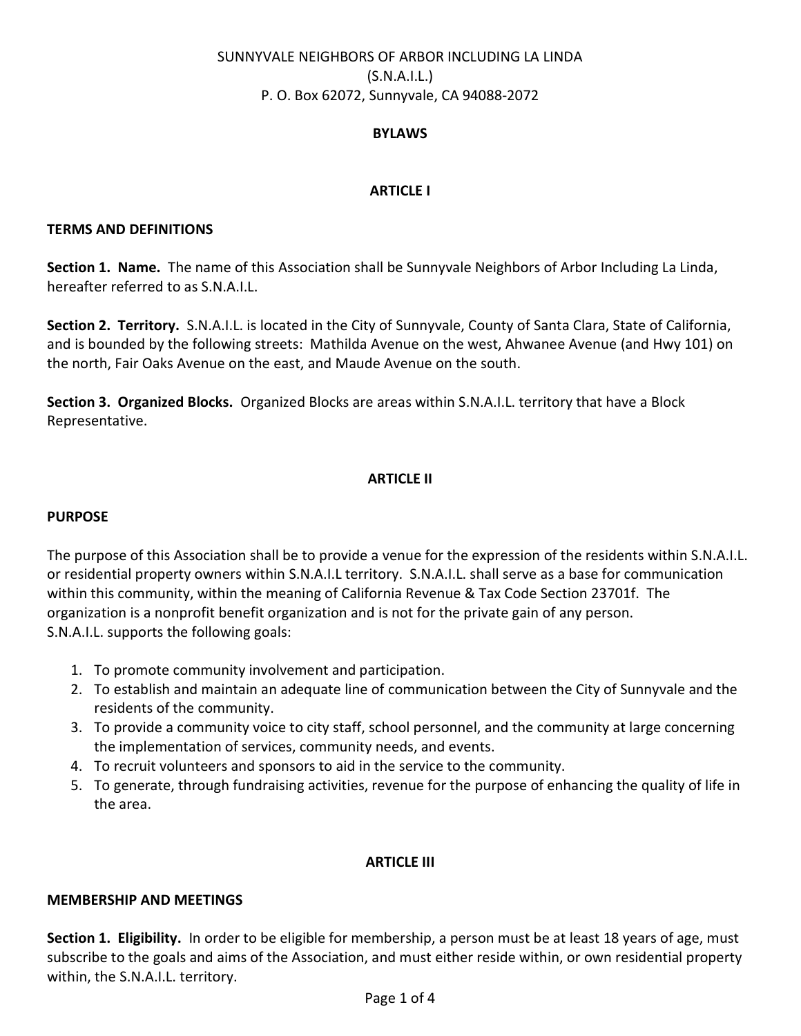SUNNYVALE NEIGHBORS OF ARBOR INCLUDING LA LINDA
(S.N.A.I.L.)
P. O. Box 62072, Sunnyvale, CA 94088-2072

# BYLAWS

## ARTICLE I

### TERMS AND DEFINITIONS

**Section 1. Name.** The name of this Association shall be Sunnyvale Neighbors of Arbor Including La Linda, hereafter referred to as S.N.A.I.L.

**Section 2. Territory.** S.N.A.I.L. is located in the City of Sunnyvale, County of Santa Clara, State of California, and is bounded by the following streets: Mathilda Avenue on the west, Ahwanee Avenue (and Hwy 101) on the north, Fair Oaks Avenue on the east, and Maude Avenue on the south.

**Section 3. Organized Blocks.** Organized Blocks are areas within S.N.A.I.L. territory that have a Block Representative.

## ARTICLE II

### PURPOSE

The purpose of this Association shall be to provide a venue for the expression of the residents within S.N.A.I.L. or residential property owners within S.N.A.I.L territory. S.N.A.I.L. shall serve as a base for communication within this community, within the meaning of California Revenue & Tax Code Section 23701f. The organization is a nonprofit benefit organization and is not for the private gain of any person.
S.N.A.I.L. supports the following goals:

1. To promote community involvement and participation.
2. To establish and maintain an adequate line of communication between the City of Sunnyvale and the residents of the community.
3. To provide a community voice to city staff, school personnel, and the community at large concerning the implementation of services, community needs, and events.
4. To recruit volunteers and sponsors to aid in the service to the community.
5. To generate, through fundraising activities, revenue for the purpose of enhancing the quality of life in the area.

## ARTICLE III

### MEMBERSHIP AND MEETINGS

**Section 1. Eligibility.** In order to be eligible for membership, a person must be at least 18 years of age, must subscribe to the goals and aims of the Association, and must either reside within, or own residential property within, the S.N.A.I.L. territory.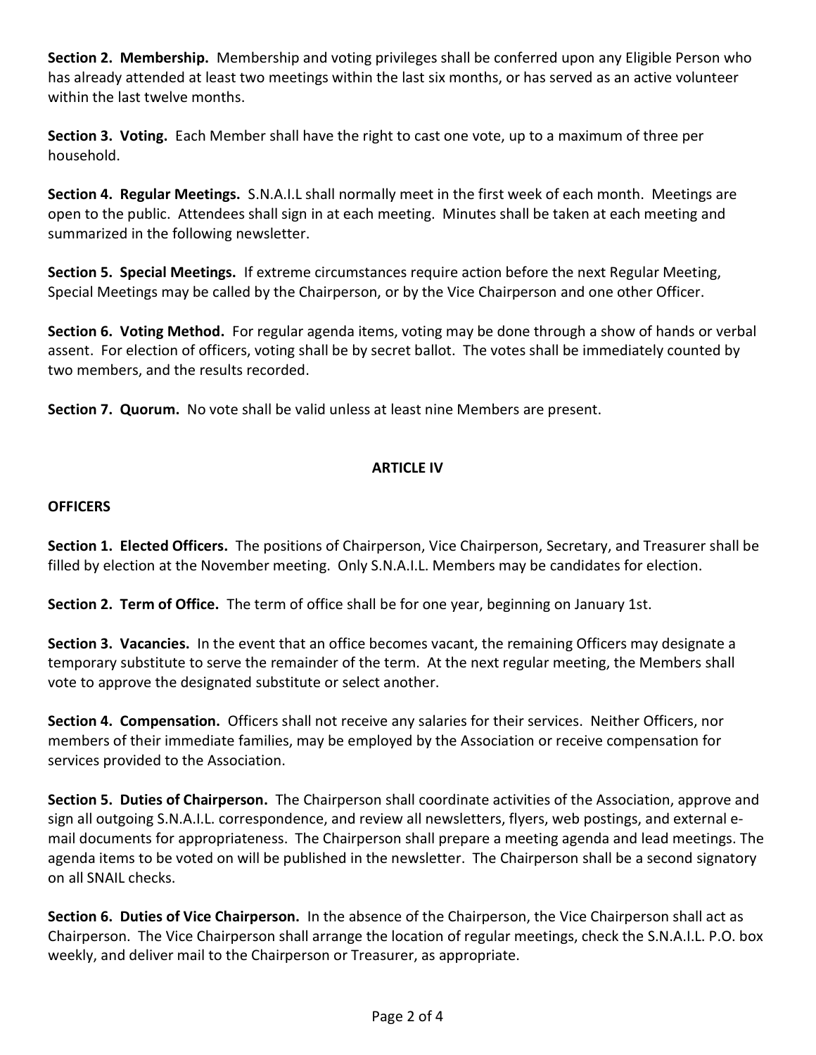**Section 2. Membership.** Membership and voting privileges shall be conferred upon any Eligible Person who has already attended at least two meetings within the last six months, or has served as an active volunteer within the last twelve months.

**Section 3. Voting.** Each Member shall have the right to cast one vote, up to a maximum of three per household.

**Section 4. Regular Meetings.** S.N.A.I.L shall normally meet in the first week of each month. Meetings are open to the public. Attendees shall sign in at each meeting. Minutes shall be taken at each meeting and summarized in the following newsletter.

**Section 5. Special Meetings.** If extreme circumstances require action before the next Regular Meeting, Special Meetings may be called by the Chairperson, or by the Vice Chairperson and one other Officer.

**Section 6. Voting Method.** For regular agenda items, voting may be done through a show of hands or verbal assent. For election of officers, voting shall be by secret ballot. The votes shall be immediately counted by two members, and the results recorded.

**Section 7. Quorum.** No vote shall be valid unless at least nine Members are present.

## ARTICLE IV

**OFFICERS**

**Section 1. Elected Officers.** The positions of Chairperson, Vice Chairperson, Secretary, and Treasurer shall be filled by election at the November meeting. Only S.N.A.I.L. Members may be candidates for election.

**Section 2. Term of Office.** The term of office shall be for one year, beginning on January 1st.

**Section 3. Vacancies.** In the event that an office becomes vacant, the remaining Officers may designate a temporary substitute to serve the remainder of the term. At the next regular meeting, the Members shall vote to approve the designated substitute or select another.

**Section 4. Compensation.** Officers shall not receive any salaries for their services. Neither Officers, nor members of their immediate families, may be employed by the Association or receive compensation for services provided to the Association.

**Section 5. Duties of Chairperson.** The Chairperson shall coordinate activities of the Association, approve and sign all outgoing S.N.A.I.L. correspondence, and review all newsletters, flyers, web postings, and external e-mail documents for appropriateness. The Chairperson shall prepare a meeting agenda and lead meetings. The agenda items to be voted on will be published in the newsletter. The Chairperson shall be a second signatory on all SNAIL checks.

**Section 6. Duties of Vice Chairperson.** In the absence of the Chairperson, the Vice Chairperson shall act as Chairperson. The Vice Chairperson shall arrange the location of regular meetings, check the S.N.A.I.L. P.O. box weekly, and deliver mail to the Chairperson or Treasurer, as appropriate.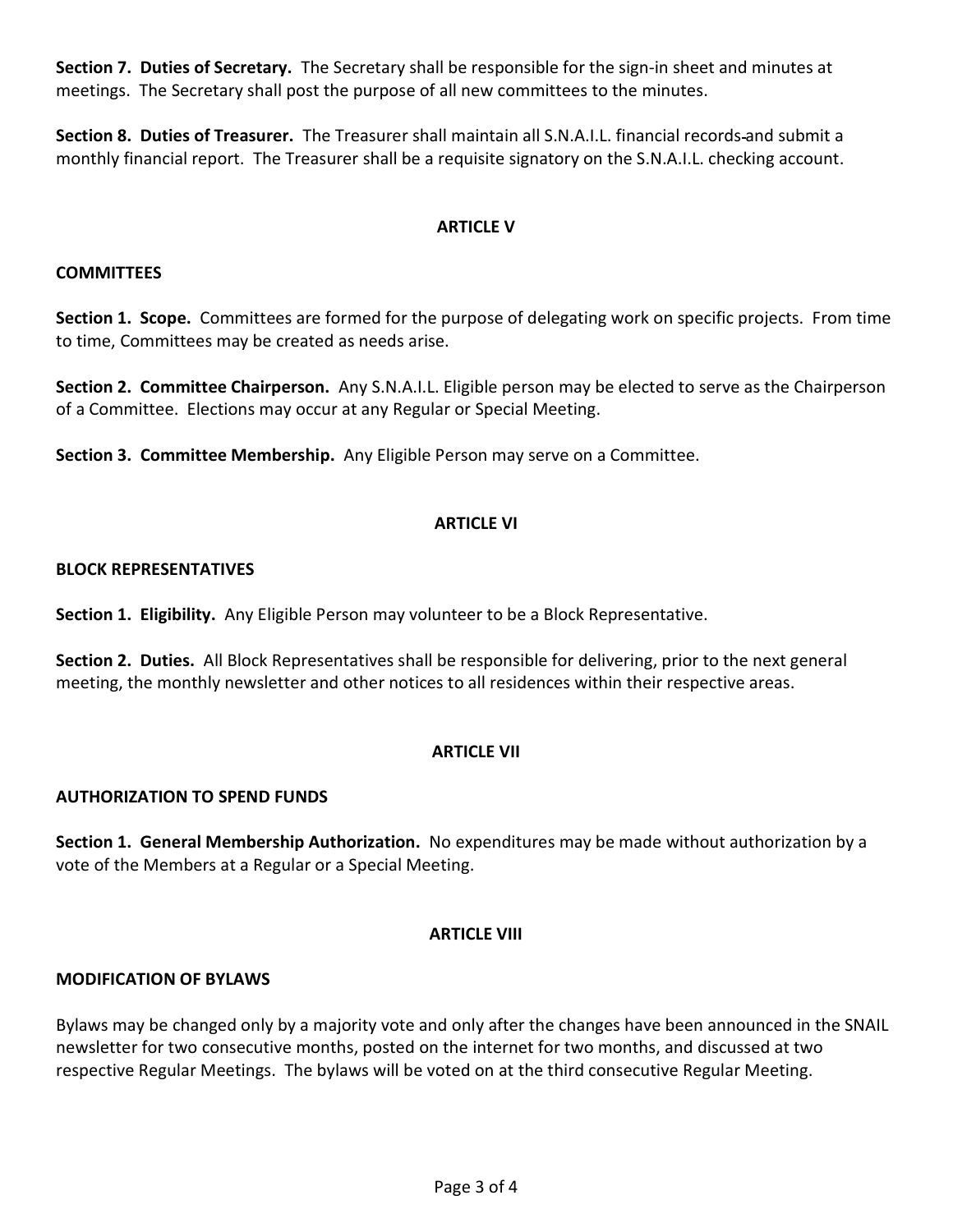**Section 7. Duties of Secretary.** The Secretary shall be responsible for the sign-in sheet and minutes at meetings. The Secretary shall post the purpose of all new committees to the minutes.

**Section 8. Duties of Treasurer.** The Treasurer shall maintain all S.N.A.I.L. financial records and submit a monthly financial report. The Treasurer shall be a requisite signatory on the S.N.A.I.L. checking account.

## ARTICLE V

### COMMITTEES

**Section 1. Scope.** Committees are formed for the purpose of delegating work on specific projects. From time to time, Committees may be created as needs arise.

**Section 2. Committee Chairperson.** Any S.N.A.I.L. Eligible person may be elected to serve as the Chairperson of a Committee. Elections may occur at any Regular or Special Meeting.

**Section 3. Committee Membership.** Any Eligible Person may serve on a Committee.

## ARTICLE VI

### BLOCK REPRESENTATIVES

**Section 1. Eligibility.** Any Eligible Person may volunteer to be a Block Representative.

**Section 2. Duties.** All Block Representatives shall be responsible for delivering, prior to the next general meeting, the monthly newsletter and other notices to all residences within their respective areas.

## ARTICLE VII

### AUTHORIZATION TO SPEND FUNDS

**Section 1. General Membership Authorization.** No expenditures may be made without authorization by a vote of the Members at a Regular or a Special Meeting.

## ARTICLE VIII

### MODIFICATION OF BYLAWS

Bylaws may be changed only by a majority vote and only after the changes have been announced in the SNAIL newsletter for two consecutive months, posted on the internet for two months, and discussed at two respective Regular Meetings. The bylaws will be voted on at the third consecutive Regular Meeting.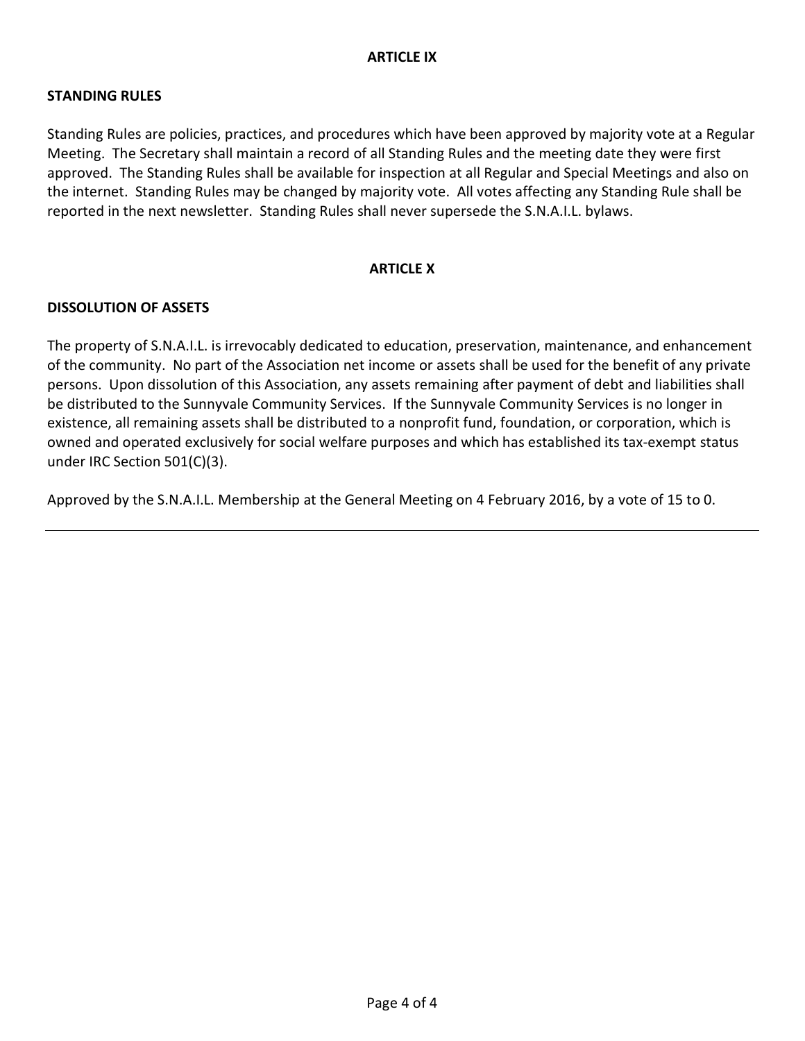## ARTICLE IX

### STANDING RULES

Standing Rules are policies, practices, and procedures which have been approved by majority vote at a Regular Meeting. The Secretary shall maintain a record of all Standing Rules and the meeting date they were first approved. The Standing Rules shall be available for inspection at all Regular and Special Meetings and also on the internet. Standing Rules may be changed by majority vote. All votes affecting any Standing Rule shall be reported in the next newsletter. Standing Rules shall never supersede the S.N.A.I.L. bylaws.

## ARTICLE X

### DISSOLUTION OF ASSETS

The property of S.N.A.I.L. is irrevocably dedicated to education, preservation, maintenance, and enhancement of the community. No part of the Association net income or assets shall be used for the benefit of any private persons. Upon dissolution of this Association, any assets remaining after payment of debt and liabilities shall be distributed to the Sunnyvale Community Services. If the Sunnyvale Community Services is no longer in existence, all remaining assets shall be distributed to a nonprofit fund, foundation, or corporation, which is owned and operated exclusively for social welfare purposes and which has established its tax-exempt status under IRC Section 501(C)(3).

Approved by the S.N.A.I.L. Membership at the General Meeting on 4 February 2016, by a vote of 15 to 0.

---